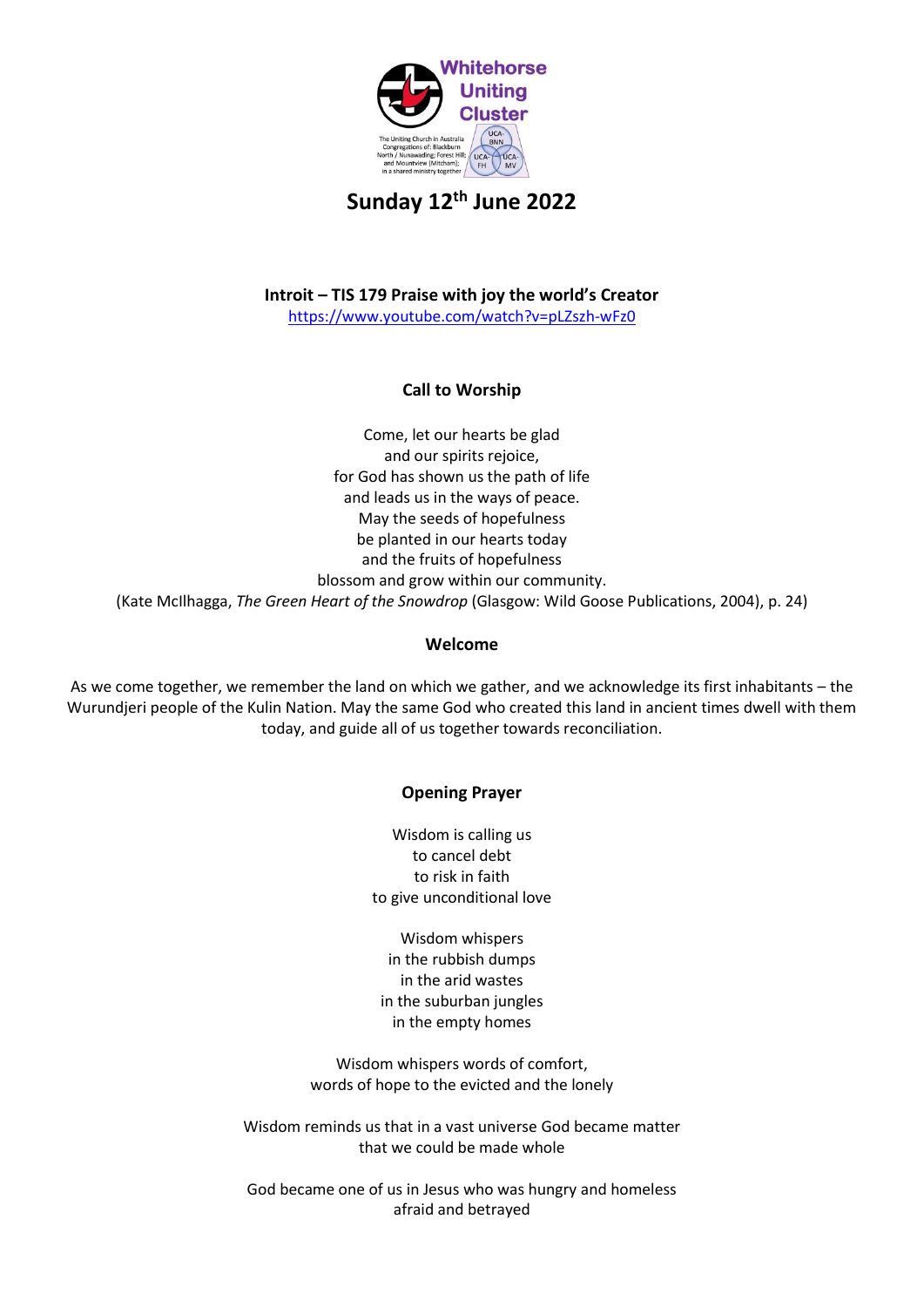# Sunday 12th June 2022

**Introit – TIS 179 Praise with joy the world's Creator**
https://www.youtube.com/watch?v=pLZszh-wFz0

**Call to Worship**

Come, let our hearts be glad
and our spirits rejoice,
for God has shown us the path of life
and leads us in the ways of peace.
May the seeds of hopefulness
be planted in our hearts today
and the fruits of hopefulness
blossom and grow within our community.
(Kate McIlhagga, *The Green Heart of the Snowdrop* (Glasgow: Wild Goose Publications, 2004), p. 24)

**Welcome**

As we come together, we remember the land on which we gather, and we acknowledge its first inhabitants – the Wurundjeri people of the Kulin Nation. May the same God who created this land in ancient times dwell with them today, and guide all of us together towards reconciliation.

**Opening Prayer**

Wisdom is calling us
to cancel debt
to risk in faith
to give unconditional love

Wisdom whispers
in the rubbish dumps
in the arid wastes
in the suburban jungles
in the empty homes

Wisdom whispers words of comfort,
words of hope to the evicted and the lonely

Wisdom reminds us that in a vast universe God became matter
that we could be made whole

God became one of us in Jesus who was hungry and homeless
afraid and betrayed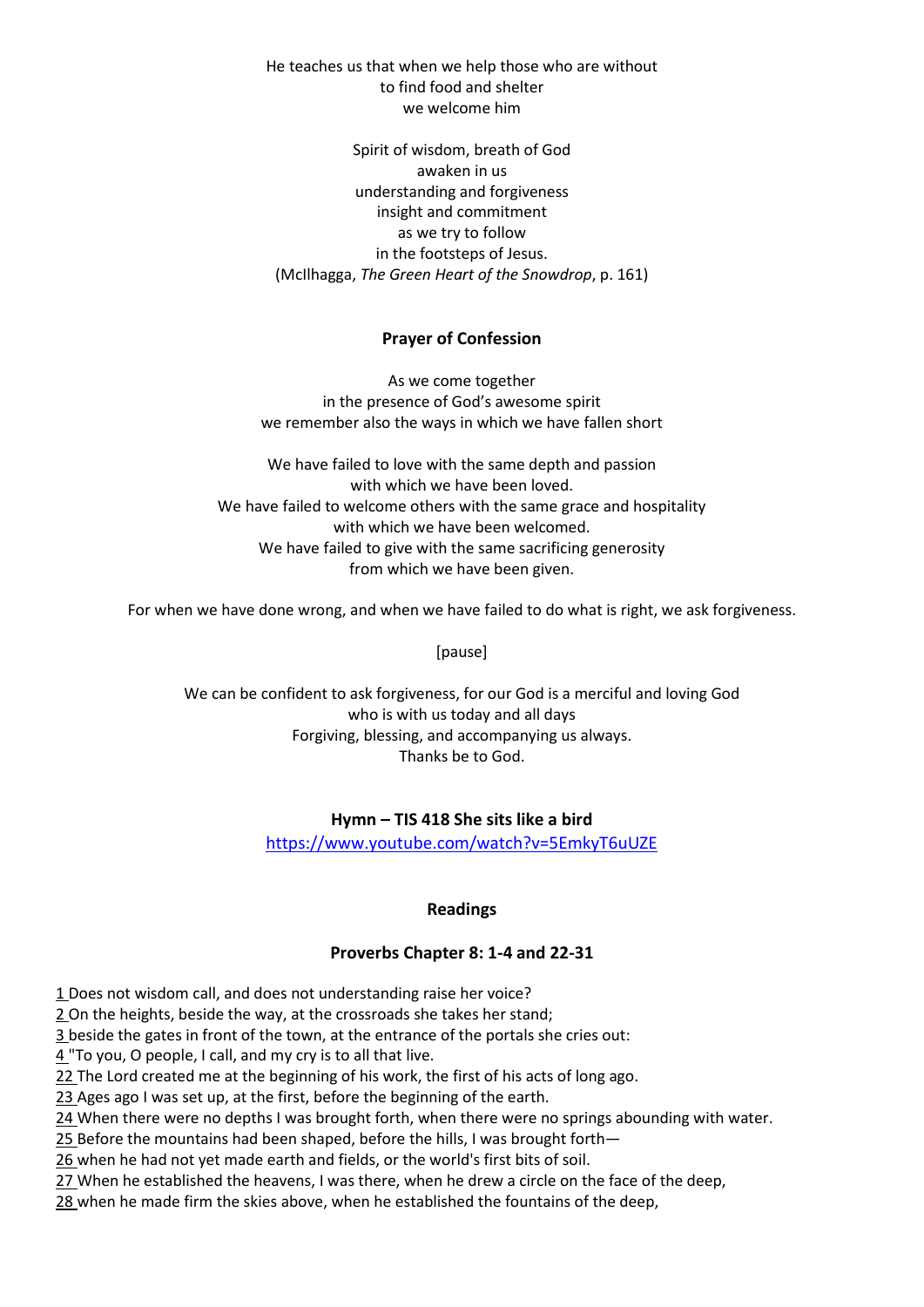He teaches us that when we help those who are without
to find food and shelter
we welcome him

Spirit of wisdom, breath of God
awaken in us
understanding and forgiveness
insight and commitment
as we try to follow
in the footsteps of Jesus.
(McIlhagga, *The Green Heart of the Snowdrop*, p. 161)

**Prayer of Confession**

As we come together
in the presence of God's awesome spirit
we remember also the ways in which we have fallen short

We have failed to love with the same depth and passion
with which we have been loved.
We have failed to welcome others with the same grace and hospitality
with which we have been welcomed.
We have failed to give with the same sacrificing generosity
from which we have been given.

For when we have done wrong, and when we have failed to do what is right, we ask forgiveness.

[pause]

We can be confident to ask forgiveness, for our God is a merciful and loving God
who is with us today and all days
Forgiving, blessing, and accompanying us always.
Thanks be to God.

**Hymn – TIS 418 She sits like a bird**
https://www.youtube.com/watch?v=5EmkyT6uUZE

**Readings**

**Proverbs Chapter 8: 1-4 and 22-31**

1 Does not wisdom call, and does not understanding raise her voice?
2 On the heights, beside the way, at the crossroads she takes her stand;
3 beside the gates in front of the town, at the entrance of the portals she cries out:
4 "To you, O people, I call, and my cry is to all that live.
22 The Lord created me at the beginning of his work, the first of his acts of long ago.
23 Ages ago I was set up, at the first, before the beginning of the earth.
24 When there were no depths I was brought forth, when there were no springs abounding with water.
25 Before the mountains had been shaped, before the hills, I was brought forth—
26 when he had not yet made earth and fields, or the world's first bits of soil.
27 When he established the heavens, I was there, when he drew a circle on the face of the deep,
28 when he made firm the skies above, when he established the fountains of the deep,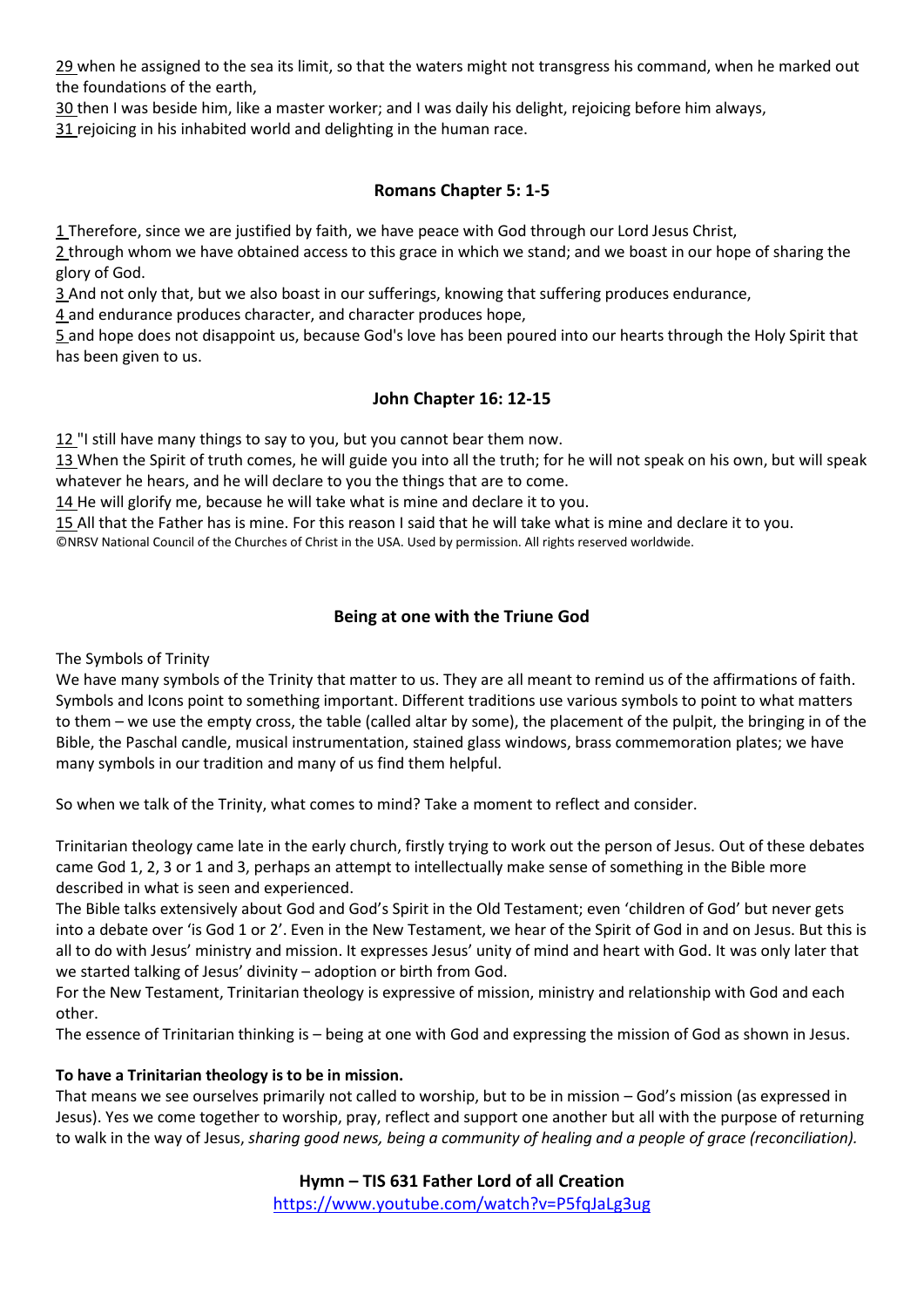29 when he assigned to the sea its limit, so that the waters might not transgress his command, when he marked out the foundations of the earth,
30 then I was beside him, like a master worker; and I was daily his delight, rejoicing before him always,
31 rejoicing in his inhabited world and delighting in the human race.

### Romans Chapter 5: 1-5

1 Therefore, since we are justified by faith, we have peace with God through our Lord Jesus Christ,
2 through whom we have obtained access to this grace in which we stand; and we boast in our hope of sharing the glory of God.
3 And not only that, but we also boast in our sufferings, knowing that suffering produces endurance,
4 and endurance produces character, and character produces hope,
5 and hope does not disappoint us, because God's love has been poured into our hearts through the Holy Spirit that has been given to us.

### John Chapter 16: 12-15

12 "I still have many things to say to you, but you cannot bear them now.
13 When the Spirit of truth comes, he will guide you into all the truth; for he will not speak on his own, but will speak whatever he hears, and he will declare to you the things that are to come.
14 He will glorify me, because he will take what is mine and declare it to you.
15 All that the Father has is mine. For this reason I said that he will take what is mine and declare it to you.
©NRSV National Council of the Churches of Christ in the USA. Used by permission. All rights reserved worldwide.

### Being at one with the Triune God

The Symbols of Trinity
We have many symbols of the Trinity that matter to us. They are all meant to remind us of the affirmations of faith. Symbols and Icons point to something important. Different traditions use various symbols to point to what matters to them – we use the empty cross, the table (called altar by some), the placement of the pulpit, the bringing in of the Bible, the Paschal candle, musical instrumentation, stained glass windows, brass commemoration plates; we have many symbols in our tradition and many of us find them helpful.

So when we talk of the Trinity, what comes to mind? Take a moment to reflect and consider.

Trinitarian theology came late in the early church, firstly trying to work out the person of Jesus. Out of these debates came God 1, 2, 3 or 1 and 3, perhaps an attempt to intellectually make sense of something in the Bible more described in what is seen and experienced.
The Bible talks extensively about God and God's Spirit in the Old Testament; even 'children of God' but never gets into a debate over 'is God 1 or 2'. Even in the New Testament, we hear of the Spirit of God in and on Jesus. But this is all to do with Jesus' ministry and mission. It expresses Jesus' unity of mind and heart with God. It was only later that we started talking of Jesus' divinity – adoption or birth from God.
For the New Testament, Trinitarian theology is expressive of mission, ministry and relationship with God and each other.
The essence of Trinitarian thinking is – being at one with God and expressing the mission of God as shown in Jesus.

**To have a Trinitarian theology is to be in mission.**
That means we see ourselves primarily not called to worship, but to be in mission – God's mission (as expressed in Jesus). Yes we come together to worship, pray, reflect and support one another but all with the purpose of returning to walk in the way of Jesus, *sharing good news, being a community of healing and a people of grace (reconciliation).*

**Hymn – TIS 631 Father Lord of all Creation**
https://www.youtube.com/watch?v=P5fqJaLg3ug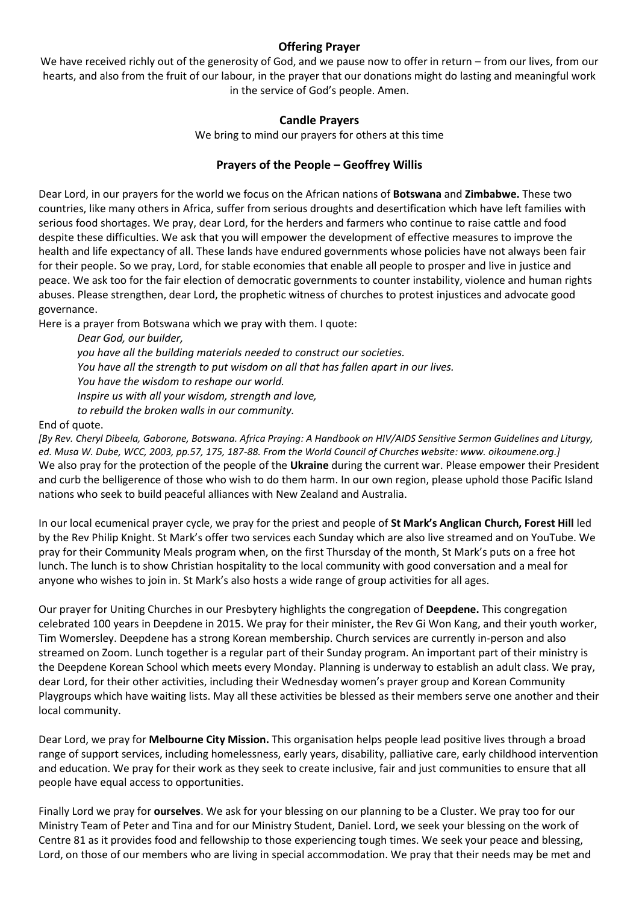## Offering Prayer

We have received richly out of the generosity of God, and we pause now to offer in return – from our lives, from our hearts, and also from the fruit of our labour, in the prayer that our donations might do lasting and meaningful work in the service of God's people. Amen.

## Candle Prayers

We bring to mind our prayers for others at this time

## Prayers of the People – Geoffrey Willis

Dear Lord, in our prayers for the world we focus on the African nations of **Botswana** and **Zimbabwe.** These two countries, like many others in Africa, suffer from serious droughts and desertification which have left families with serious food shortages. We pray, dear Lord, for the herders and farmers who continue to raise cattle and food despite these difficulties. We ask that you will empower the development of effective measures to improve the health and life expectancy of all. These lands have endured governments whose policies have not always been fair for their people. So we pray, Lord, for stable economies that enable all people to prosper and live in justice and peace. We ask too for the fair election of democratic governments to counter instability, violence and human rights abuses. Please strengthen, dear Lord, the prophetic witness of churches to protest injustices and advocate good governance.

Here is a prayer from Botswana which we pray with them. I quote:

*Dear God, our builder,*
*you have all the building materials needed to construct our societies.*
*You have all the strength to put wisdom on all that has fallen apart in our lives.*
*You have the wisdom to reshape our world.*
*Inspire us with all your wisdom, strength and love,*
*to rebuild the broken walls in our community.*

End of quote.

*[By Rev. Cheryl Dibeela, Gaborone, Botswana. Africa Praying: A Handbook on HIV/AIDS Sensitive Sermon Guidelines and Liturgy, ed. Musa W. Dube, WCC, 2003, pp.57, 175, 187-88. From the World Council of Churches website: www. oikoumene.org.]*

We also pray for the protection of the people of the **Ukraine** during the current war. Please empower their President and curb the belligerence of those who wish to do them harm. In our own region, please uphold those Pacific Island nations who seek to build peaceful alliances with New Zealand and Australia.

In our local ecumenical prayer cycle, we pray for the priest and people of **St Mark's Anglican Church, Forest Hill** led by the Rev Philip Knight. St Mark's offer two services each Sunday which are also live streamed and on YouTube. We pray for their Community Meals program when, on the first Thursday of the month, St Mark's puts on a free hot lunch. The lunch is to show Christian hospitality to the local community with good conversation and a meal for anyone who wishes to join in. St Mark's also hosts a wide range of group activities for all ages.

Our prayer for Uniting Churches in our Presbytery highlights the congregation of **Deepdene.** This congregation celebrated 100 years in Deepdene in 2015. We pray for their minister, the Rev Gi Won Kang, and their youth worker, Tim Womersley. Deepdene has a strong Korean membership. Church services are currently in-person and also streamed on Zoom. Lunch together is a regular part of their Sunday program. An important part of their ministry is the Deepdene Korean School which meets every Monday. Planning is underway to establish an adult class. We pray, dear Lord, for their other activities, including their Wednesday women's prayer group and Korean Community Playgroups which have waiting lists. May all these activities be blessed as their members serve one another and their local community.

Dear Lord, we pray for **Melbourne City Mission.** This organisation helps people lead positive lives through a broad range of support services, including homelessness, early years, disability, palliative care, early childhood intervention and education. We pray for their work as they seek to create inclusive, fair and just communities to ensure that all people have equal access to opportunities.

Finally Lord we pray for **ourselves**. We ask for your blessing on our planning to be a Cluster. We pray too for our Ministry Team of Peter and Tina and for our Ministry Student, Daniel. Lord, we seek your blessing on the work of Centre 81 as it provides food and fellowship to those experiencing tough times. We seek your peace and blessing, Lord, on those of our members who are living in special accommodation. We pray that their needs may be met and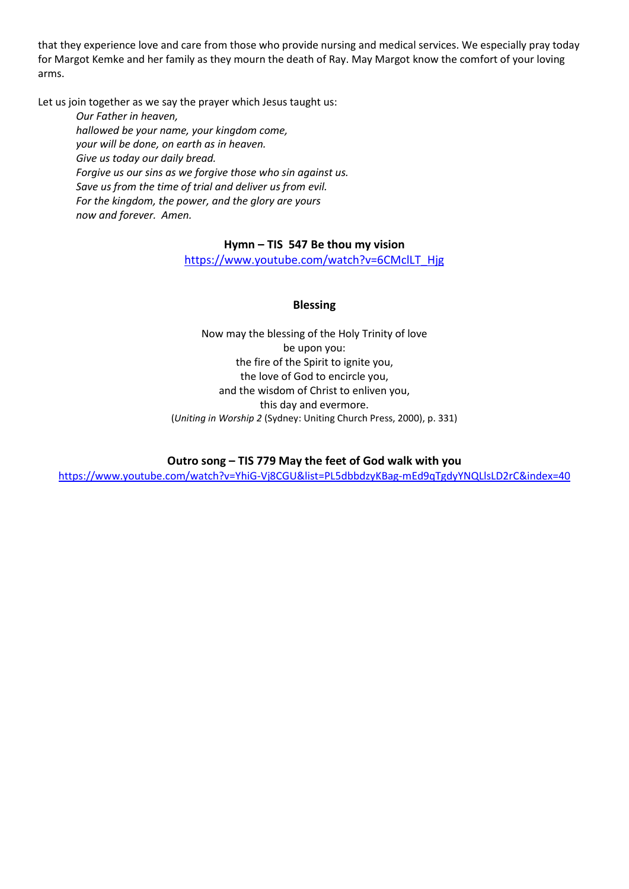that they experience love and care from those who provide nursing and medical services. We especially pray today for Margot Kemke and her family as they mourn the death of Ray. May Margot know the comfort of your loving arms.

Let us join together as we say the prayer which Jesus taught us:

*Our Father in heaven,*
*hallowed be your name, your kingdom come,*
*your will be done, on earth as in heaven.*
*Give us today our daily bread.*
*Forgive us our sins as we forgive those who sin against us.*
*Save us from the time of trial and deliver us from evil.*
*For the kingdom, the power, and the glory are yours*
*now and forever. Amen.*

**Hymn – TIS 547 Be thou my vision**

https://www.youtube.com/watch?v=6CMclLT_Hjg

**Blessing**

Now may the blessing of the Holy Trinity of love
be upon you:
the fire of the Spirit to ignite you,
the love of God to encircle you,
and the wisdom of Christ to enliven you,
this day and evermore.
(*Uniting in Worship 2* (Sydney: Uniting Church Press, 2000), p. 331)

**Outro song – TIS 779 May the feet of God walk with you**

https://www.youtube.com/watch?v=YhiG-Vj8CGU&list=PL5dbbdzyKBag-mEd9qTgdyYNQLlsLD2rC&index=40